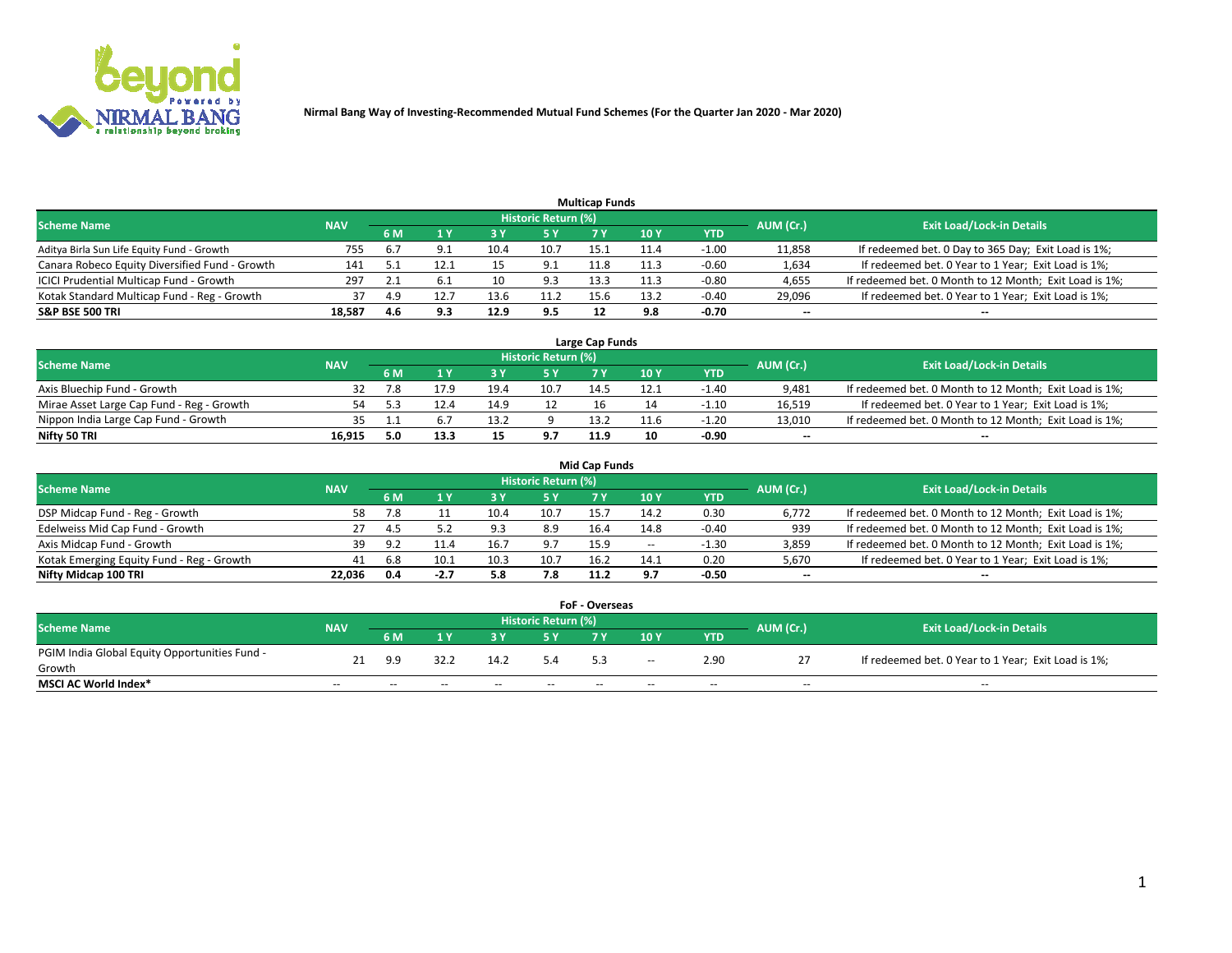# Nirmal Bang Way of Investing-Recommended Mutual Fund Schemes (For the Quarter Jan 2020 - Mar 2020)

## Multicap Funds

| Scheme Name | NAV | Historic Return (%) | | | | | | | AUM (Cr.) | Exit Load/Lock-in Details |
|---|---|---|---|---|---|---|---|---|---|---|
| | | 6 M | 1 Y | 3 Y | 5 Y | 7 Y | 10 Y | YTD | | |
| Aditya Birla Sun Life Equity Fund - Growth | 755 | 6.7 | 9.1 | 10.4 | 10.7 | 15.1 | 11.4 | -1.00 | 11,858 | If redeemed bet. 0 Day to 365 Day; Exit Load is 1%; |
| Canara Robeco Equity Diversified Fund - Growth | 141 | 5.1 | 12.1 | 15 | 9.1 | 11.8 | 11.3 | -0.60 | 1,634 | If redeemed bet. 0 Year to 1 Year; Exit Load is 1%; |
| ICICI Prudential Multicap Fund - Growth | 297 | 2.1 | 6.1 | 10 | 9.3 | 13.3 | 11.3 | -0.80 | 4,655 | If redeemed bet. 0 Month to 12 Month; Exit Load is 1%; |
| Kotak Standard Multicap Fund - Reg - Growth | 37 | 4.9 | 12.7 | 13.6 | 11.2 | 15.6 | 13.2 | -0.40 | 29,096 | If redeemed bet. 0 Year to 1 Year; Exit Load is 1%; |
| **S&P BSE 500 TRI** | **18,587** | **4.6** | **9.3** | **12.9** | **9.5** | **12** | **9.8** | **-0.70** | -- | -- |

## Large Cap Funds

| Scheme Name | NAV | Historic Return (%) | | | | | | | AUM (Cr.) | Exit Load/Lock-in Details |
|---|---|---|---|---|---|---|---|---|---|---|
| | | 6 M | 1 Y | 3 Y | 5 Y | 7 Y | 10 Y | YTD | | |
| Axis Bluechip Fund - Growth | 32 | 7.8 | 17.9 | 19.4 | 10.7 | 14.5 | 12.1 | -1.40 | 9,481 | If redeemed bet. 0 Month to 12 Month; Exit Load is 1%; |
| Mirae Asset Large Cap Fund - Reg - Growth | 54 | 5.3 | 12.4 | 14.9 | 12 | 16 | 14 | -1.10 | 16,519 | If redeemed bet. 0 Year to 1 Year; Exit Load is 1%; |
| Nippon India Large Cap Fund - Growth | 35 | 1.1 | 6.7 | 13.2 | 9 | 13.2 | 11.6 | -1.20 | 13,010 | If redeemed bet. 0 Month to 12 Month; Exit Load is 1%; |
| **Nifty 50 TRI** | **16,915** | **5.0** | **13.3** | **15** | **9.7** | **11.9** | **10** | **-0.90** | -- | -- |

## Mid Cap Funds

| Scheme Name | NAV | Historic Return (%) | | | | | | | AUM (Cr.) | Exit Load/Lock-in Details |
|---|---|---|---|---|---|---|---|---|---|---|
| | | 6 M | 1 Y | 3 Y | 5 Y | 7 Y | 10 Y | YTD | | |
| DSP Midcap Fund - Reg - Growth | 58 | 7.8 | 11 | 10.4 | 10.7 | 15.7 | 14.2 | 0.30 | 6,772 | If redeemed bet. 0 Month to 12 Month; Exit Load is 1%; |
| Edelweiss Mid Cap Fund - Growth | 27 | 4.5 | 5.2 | 9.3 | 8.9 | 16.4 | 14.8 | -0.40 | 939 | If redeemed bet. 0 Month to 12 Month; Exit Load is 1%; |
| Axis Midcap Fund - Growth | 39 | 9.2 | 11.4 | 16.7 | 9.7 | 15.9 | -- | -1.30 | 3,859 | If redeemed bet. 0 Month to 12 Month; Exit Load is 1%; |
| Kotak Emerging Equity Fund - Reg - Growth | 41 | 6.8 | 10.1 | 10.3 | 10.7 | 16.2 | 14.1 | 0.20 | 5,670 | If redeemed bet. 0 Year to 1 Year; Exit Load is 1%; |
| **Nifty Midcap 100 TRI** | **22,036** | **0.4** | **-2.7** | **5.8** | **7.8** | **11.2** | **9.7** | **-0.50** | -- | -- |

## FoF - Overseas

| Scheme Name | NAV | Historic Return (%) | | | | | | | AUM (Cr.) | Exit Load/Lock-in Details |
|---|---|---|---|---|---|---|---|---|---|---|
| | | 6 M | 1 Y | 3 Y | 5 Y | 7 Y | 10 Y | YTD | | |
| PGIM India Global Equity Opportunities Fund - Growth | 21 | 9.9 | 32.2 | 14.2 | 5.4 | 5.3 | -- | 2.90 | 27 | If redeemed bet. 0 Year to 1 Year; Exit Load is 1%; |
| **MSCI AC World Index*** | -- | -- | -- | -- | -- | -- | -- | -- | -- | -- |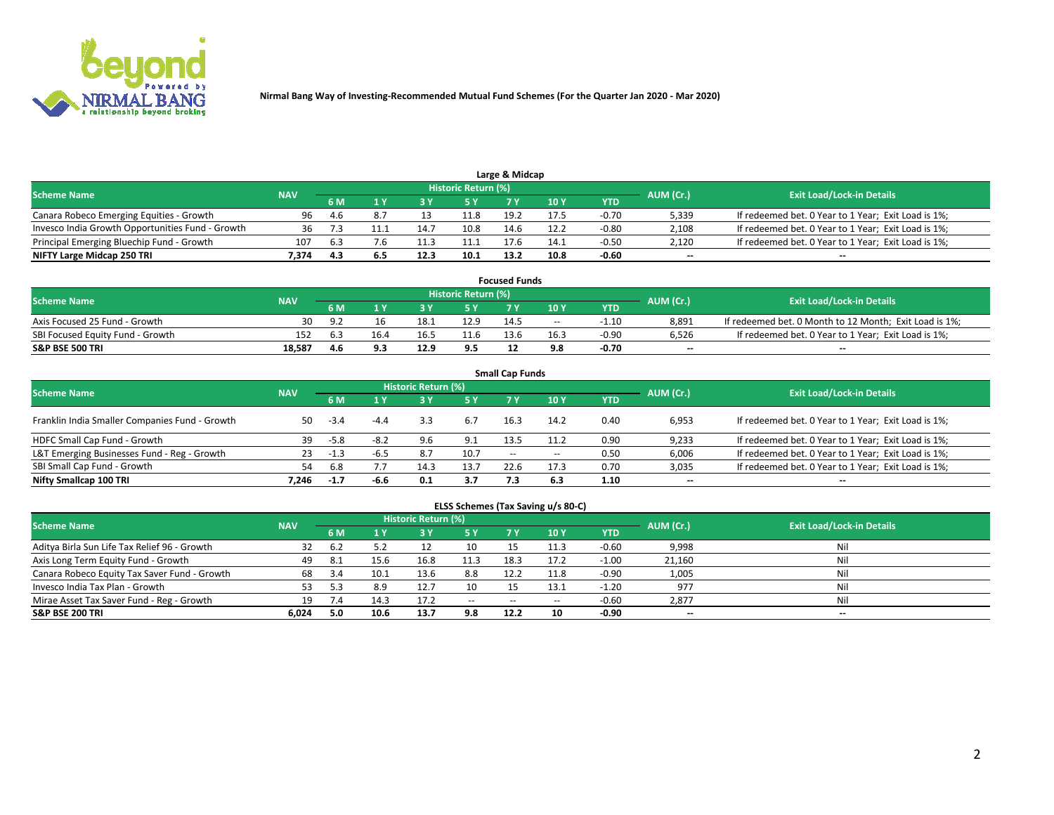Nirmal Bang Way of Investing-Recommended Mutual Fund Schemes (For the Quarter Jan 2020 - Mar 2020)

### Large & Midcap

| Scheme Name | NAV | Historic Return (%) | | | | | | | AUM (Cr.) | Exit Load/Lock-in Details |
|---|---|---|---|---|---|---|---|---|---|---|
| | | 6 M | 1 Y | 3 Y | 5 Y | 7 Y | 10 Y | YTD | | |
| Canara Robeco Emerging Equities - Growth | 96 | 4.6 | 8.7 | 13 | 11.8 | 19.2 | 17.5 | -0.70 | 5,339 | If redeemed bet. 0 Year to 1 Year; Exit Load is 1%; |
| Invesco India Growth Opportunities Fund - Growth | 36 | 7.3 | 11.1 | 14.7 | 10.8 | 14.6 | 12.2 | -0.80 | 2,108 | If redeemed bet. 0 Year to 1 Year; Exit Load is 1%; |
| Principal Emerging Bluechip Fund - Growth | 107 | 6.3 | 7.6 | 11.3 | 11.1 | 17.6 | 14.1 | -0.50 | 2,120 | If redeemed bet. 0 Year to 1 Year; Exit Load is 1%; |
| **NIFTY Large Midcap 250 TRI** | **7,374** | **4.3** | **6.5** | **12.3** | **10.1** | **13.2** | **10.8** | **-0.60** | **--** | **--** |

### Focused Funds

| Scheme Name | NAV | Historic Return (%) | | | | | | | AUM (Cr.) | Exit Load/Lock-in Details |
|---|---|---|---|---|---|---|---|---|---|---|
| | | 6 M | 1 Y | 3 Y | 5 Y | 7 Y | 10 Y | YTD | | |
| Axis Focused 25 Fund - Growth | 30 | 9.2 | 16 | 18.1 | 12.9 | 14.5 | -- | -1.10 | 8,891 | If redeemed bet. 0 Month to 12 Month; Exit Load is 1%; |
| SBI Focused Equity Fund - Growth | 152 | 6.3 | 16.4 | 16.5 | 11.6 | 13.6 | 16.3 | -0.90 | 6,526 | If redeemed bet. 0 Year to 1 Year; Exit Load is 1%; |
| **S&P BSE 500 TRI** | **18,587** | **4.6** | **9.3** | **12.9** | **9.5** | **12** | **9.8** | **-0.70** | **--** | **--** |

### Small Cap Funds

| Scheme Name | NAV | Historic Return (%) | | | | | | | AUM (Cr.) | Exit Load/Lock-in Details |
|---|---|---|---|---|---|---|---|---|---|---|
| | | 6 M | 1 Y | 3 Y | 5 Y | 7 Y | 10 Y | YTD | | |
| Franklin India Smaller Companies Fund - Growth | 50 | -3.4 | -4.4 | 3.3 | 6.7 | 16.3 | 14.2 | 0.40 | 6,953 | If redeemed bet. 0 Year to 1 Year; Exit Load is 1%; |
| HDFC Small Cap Fund - Growth | 39 | -5.8 | -8.2 | 9.6 | 9.1 | 13.5 | 11.2 | 0.90 | 9,233 | If redeemed bet. 0 Year to 1 Year; Exit Load is 1%; |
| L&T Emerging Businesses Fund - Reg - Growth | 23 | -1.3 | -6.5 | 8.7 | 10.7 | -- | -- | 0.50 | 6,006 | If redeemed bet. 0 Year to 1 Year; Exit Load is 1%; |
| SBI Small Cap Fund - Growth | 54 | 6.8 | 7.7 | 14.3 | 13.7 | 22.6 | 17.3 | 0.70 | 3,035 | If redeemed bet. 0 Year to 1 Year; Exit Load is 1%; |
| **Nifty Smallcap 100 TRI** | **7,246** | **-1.7** | **-6.6** | **0.1** | **3.7** | **7.3** | **6.3** | **1.10** | **--** | **--** |

### ELSS Schemes (Tax Saving u/s 80-C)

| Scheme Name | NAV | Historic Return (%) | | | | | | | AUM (Cr.) | Exit Load/Lock-in Details |
|---|---|---|---|---|---|---|---|---|---|---|
| | | 6 M | 1 Y | 3 Y | 5 Y | 7 Y | 10 Y | YTD | | |
| Aditya Birla Sun Life Tax Relief 96 - Growth | 32 | 6.2 | 5.2 | 12 | 10 | 15 | 11.3 | -0.60 | 9,998 | Nil |
| Axis Long Term Equity Fund - Growth | 49 | 8.1 | 15.6 | 16.8 | 11.3 | 18.3 | 17.2 | -1.00 | 21,160 | Nil |
| Canara Robeco Equity Tax Saver Fund - Growth | 68 | 3.4 | 10.1 | 13.6 | 8.8 | 12.2 | 11.8 | -0.90 | 1,005 | Nil |
| Invesco India Tax Plan - Growth | 53 | 5.3 | 8.9 | 12.7 | 10 | 15 | 13.1 | -1.20 | 977 | Nil |
| Mirae Asset Tax Saver Fund - Reg - Growth | 19 | 7.4 | 14.3 | 17.2 | -- | -- | -- | -0.60 | 2,877 | Nil |
| **S&P BSE 200 TRI** | **6,024** | **5.0** | **10.6** | **13.7** | **9.8** | **12.2** | **10** | **-0.90** | **--** | **--** |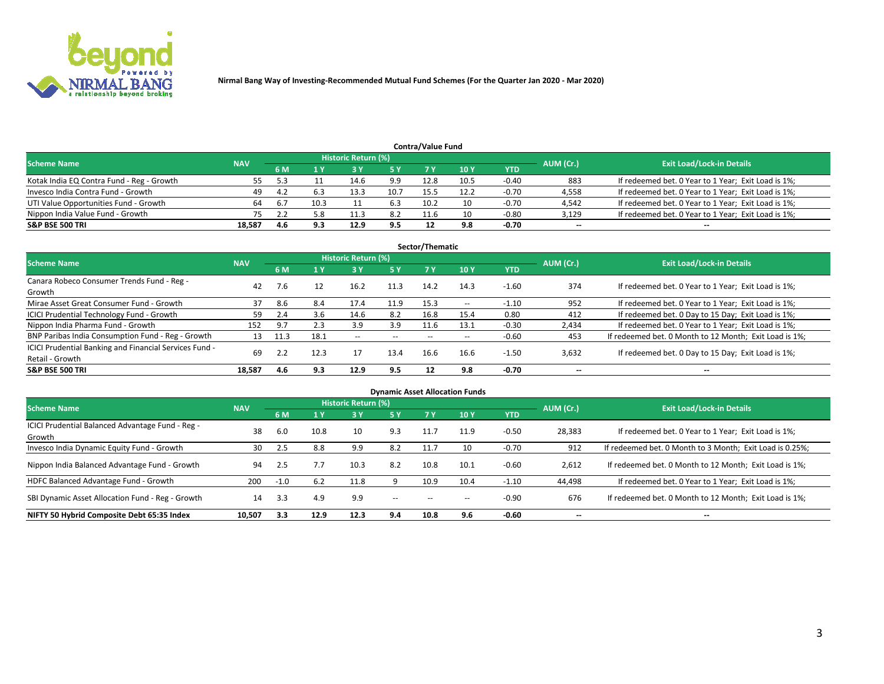Nirmal Bang Way of Investing-Recommended Mutual Fund Schemes (For the Quarter Jan 2020 - Mar 2020)

## Contra/Value Fund

| Scheme Name | NAV | Historic Return (%) | | | | | | | AUM (Cr.) | Exit Load/Lock-in Details |
|---|---|---|---|---|---|---|---|---|---|---|
| | | 6 M | 1 Y | 3 Y | 5 Y | 7 Y | 10 Y | YTD | | |
| Kotak India EQ Contra Fund - Reg - Growth | 55 | 5.3 | 11 | 14.6 | 9.9 | 12.8 | 10.5 | -0.40 | 883 | If redeemed bet. 0 Year to 1 Year; Exit Load is 1%; |
| Invesco India Contra Fund - Growth | 49 | 4.2 | 6.3 | 13.3 | 10.7 | 15.5 | 12.2 | -0.70 | 4,558 | If redeemed bet. 0 Year to 1 Year; Exit Load is 1%; |
| UTI Value Opportunities Fund - Growth | 64 | 6.7 | 10.3 | 11 | 6.3 | 10.2 | 10 | -0.70 | 4,542 | If redeemed bet. 0 Year to 1 Year; Exit Load is 1%; |
| Nippon India Value Fund - Growth | 75 | 2.2 | 5.8 | 11.3 | 8.2 | 11.6 | 10 | -0.80 | 3,129 | If redeemed bet. 0 Year to 1 Year; Exit Load is 1%; |
| **S&P BSE 500 TRI** | **18,587** | **4.6** | **9.3** | **12.9** | **9.5** | **12** | **9.8** | **-0.70** | **--** | **--** |

## Sector/Thematic

| Scheme Name | NAV | Historic Return (%) | | | | | | | AUM (Cr.) | Exit Load/Lock-in Details |
|---|---|---|---|---|---|---|---|---|---|---|
| | | 6 M | 1 Y | 3 Y | 5 Y | 7 Y | 10 Y | YTD | | |
| Canara Robeco Consumer Trends Fund - Reg - Growth | 42 | 7.6 | 12 | 16.2 | 11.3 | 14.2 | 14.3 | -1.60 | 374 | If redeemed bet. 0 Year to 1 Year; Exit Load is 1%; |
| Mirae Asset Great Consumer Fund - Growth | 37 | 8.6 | 8.4 | 17.4 | 11.9 | 15.3 | -- | -1.10 | 952 | If redeemed bet. 0 Year to 1 Year; Exit Load is 1%; |
| ICICI Prudential Technology Fund - Growth | 59 | 2.4 | 3.6 | 14.6 | 8.2 | 16.8 | 15.4 | 0.80 | 412 | If redeemed bet. 0 Day to 15 Day; Exit Load is 1%; |
| Nippon India Pharma Fund - Growth | 152 | 9.7 | 2.3 | 3.9 | 3.9 | 11.6 | 13.1 | -0.30 | 2,434 | If redeemed bet. 0 Year to 1 Year; Exit Load is 1%; |
| BNP Paribas India Consumption Fund - Reg - Growth | 13 | 11.3 | 18.1 | -- | -- | -- | -- | -0.60 | 453 | If redeemed bet. 0 Month to 12 Month; Exit Load is 1%; |
| ICICI Prudential Banking and Financial Services Fund - Retail - Growth | 69 | 2.2 | 12.3 | 17 | 13.4 | 16.6 | 16.6 | -1.50 | 3,632 | If redeemed bet. 0 Day to 15 Day; Exit Load is 1%; |
| **S&P BSE 500 TRI** | **18,587** | **4.6** | **9.3** | **12.9** | **9.5** | **12** | **9.8** | **-0.70** | **--** | **--** |

## Dynamic Asset Allocation Funds

| Scheme Name | NAV | Historic Return (%) | | | | | | | AUM (Cr.) | Exit Load/Lock-in Details |
|---|---|---|---|---|---|---|---|---|---|---|
| | | 6 M | 1 Y | 3 Y | 5 Y | 7 Y | 10 Y | YTD | | |
| ICICI Prudential Balanced Advantage Fund - Reg - Growth | 38 | 6.0 | 10.8 | 10 | 9.3 | 11.7 | 11.9 | -0.50 | 28,383 | If redeemed bet. 0 Year to 1 Year; Exit Load is 1%; |
| Invesco India Dynamic Equity Fund - Growth | 30 | 2.5 | 8.8 | 9.9 | 8.2 | 11.7 | 10 | -0.70 | 912 | If redeemed bet. 0 Month to 3 Month; Exit Load is 0.25%; |
| Nippon India Balanced Advantage Fund - Growth | 94 | 2.5 | 7.7 | 10.3 | 8.2 | 10.8 | 10.1 | -0.60 | 2,612 | If redeemed bet. 0 Month to 12 Month; Exit Load is 1%; |
| HDFC Balanced Advantage Fund - Growth | 200 | -1.0 | 6.2 | 11.8 | 9 | 10.9 | 10.4 | -1.10 | 44,498 | If redeemed bet. 0 Year to 1 Year; Exit Load is 1%; |
| SBI Dynamic Asset Allocation Fund - Reg - Growth | 14 | 3.3 | 4.9 | 9.9 | -- | -- | -- | -0.90 | 676 | If redeemed bet. 0 Month to 12 Month; Exit Load is 1%; |
| **NIFTY 50 Hybrid Composite Debt 65:35 Index** | **10,507** | **3.3** | **12.9** | **12.3** | **9.4** | **10.8** | **9.6** | **-0.60** | **--** | **--** |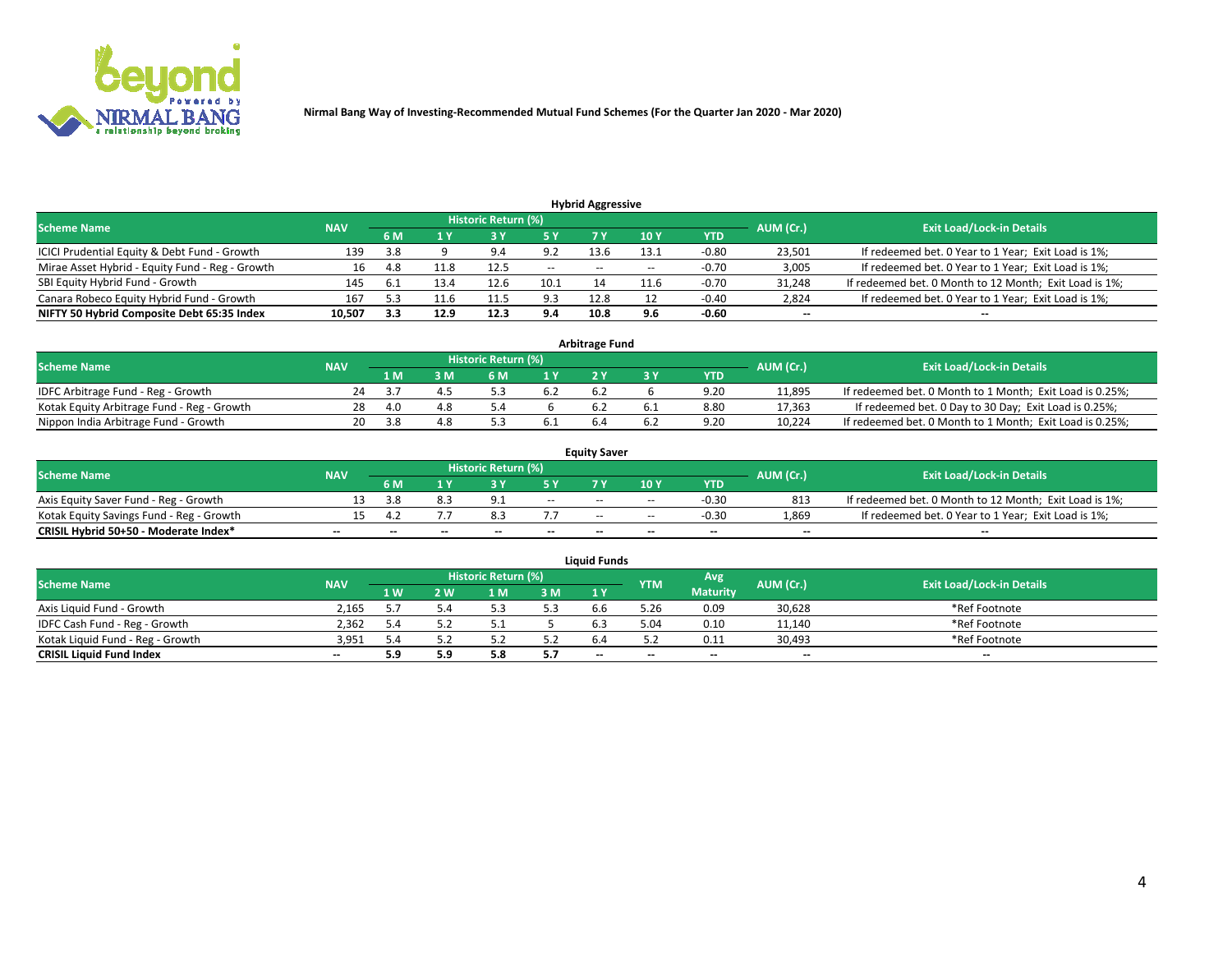Nirmal Bang Way of Investing-Recommended Mutual Fund Schemes (For the Quarter Jan 2020 - Mar 2020)

### Hybrid Aggressive

| Scheme Name | NAV | Historic Return (%) | | | | | | | AUM (Cr.) | Exit Load/Lock-in Details |
|---|---|---|---|---|---|---|---|---|---|---|
| | | 6 M | 1 Y | 3 Y | 5 Y | 7 Y | 10 Y | YTD | | |
| ICICI Prudential Equity & Debt Fund - Growth | 139 | 3.8 | 9 | 9.4 | 9.2 | 13.6 | 13.1 | -0.80 | 23,501 | If redeemed bet. 0 Year to 1 Year; Exit Load is 1%; |
| Mirae Asset Hybrid - Equity Fund - Reg - Growth | 16 | 4.8 | 11.8 | 12.5 | -- | -- | -- | -0.70 | 3,005 | If redeemed bet. 0 Year to 1 Year; Exit Load is 1%; |
| SBI Equity Hybrid Fund - Growth | 145 | 6.1 | 13.4 | 12.6 | 10.1 | 14 | 11.6 | -0.70 | 31,248 | If redeemed bet. 0 Month to 12 Month; Exit Load is 1%; |
| Canara Robeco Equity Hybrid Fund - Growth | 167 | 5.3 | 11.6 | 11.5 | 9.3 | 12.8 | 12 | -0.40 | 2,824 | If redeemed bet. 0 Year to 1 Year; Exit Load is 1%; |
| **NIFTY 50 Hybrid Composite Debt 65:35 Index** | **10,507** | **3.3** | **12.9** | **12.3** | **9.4** | **10.8** | **9.6** | **-0.60** | **--** | **--** |

### Arbitrage Fund

| Scheme Name | NAV | Historic Return (%) | | | | | | | AUM (Cr.) | Exit Load/Lock-in Details |
|---|---|---|---|---|---|---|---|---|---|---|
| | | 1 M | 3 M | 6 M | 1 Y | 2 Y | 3 Y | YTD | | |
| IDFC Arbitrage Fund - Reg - Growth | 24 | 3.7 | 4.5 | 5.3 | 6.2 | 6.2 | 6 | 9.20 | 11,895 | If redeemed bet. 0 Month to 1 Month; Exit Load is 0.25%; |
| Kotak Equity Arbitrage Fund - Reg - Growth | 28 | 4.0 | 4.8 | 5.4 | 6 | 6.2 | 6.1 | 8.80 | 17,363 | If redeemed bet. 0 Day to 30 Day; Exit Load is 0.25%; |
| Nippon India Arbitrage Fund - Growth | 20 | 3.8 | 4.8 | 5.3 | 6.1 | 6.4 | 6.2 | 9.20 | 10,224 | If redeemed bet. 0 Month to 1 Month; Exit Load is 0.25%; |

### Equity Saver

| Scheme Name | NAV | Historic Return (%) | | | | | | | AUM (Cr.) | Exit Load/Lock-in Details |
|---|---|---|---|---|---|---|---|---|---|---|
| | | 6 M | 1 Y | 3 Y | 5 Y | 7 Y | 10 Y | YTD | | |
| Axis Equity Saver Fund - Reg - Growth | 13 | 3.8 | 8.3 | 9.1 | -- | -- | -- | -0.30 | 813 | If redeemed bet. 0 Month to 12 Month; Exit Load is 1%; |
| Kotak Equity Savings Fund - Reg - Growth | 15 | 4.2 | 7.7 | 8.3 | 7.7 | -- | -- | -0.30 | 1,869 | If redeemed bet. 0 Year to 1 Year; Exit Load is 1%; |
| **CRISIL Hybrid 50+50 - Moderate Index*** | **--** | **--** | **--** | **--** | **--** | **--** | **--** | **--** | **--** | **--** |

### Liquid Funds

| Scheme Name | NAV | Historic Return (%) | | | | | YTM | Avg Maturity | AUM (Cr.) | Exit Load/Lock-in Details |
|---|---|---|---|---|---|---|---|---|---|---|
| | | 1 W | 2 W | 1 M | 3 M | 1 Y | | | | |
| Axis Liquid Fund - Growth | 2,165 | 5.7 | 5.4 | 5.3 | 5.3 | 6.6 | 5.26 | 0.09 | 30,628 | *Ref Footnote |
| IDFC Cash Fund - Reg - Growth | 2,362 | 5.4 | 5.2 | 5.1 | 5 | 6.3 | 5.04 | 0.10 | 11,140 | *Ref Footnote |
| Kotak Liquid Fund - Reg - Growth | 3,951 | 5.4 | 5.2 | 5.2 | 5.2 | 6.4 | 5.2 | 0.11 | 30,493 | *Ref Footnote |
| **CRISIL Liquid Fund Index** | **--** | **5.9** | **5.9** | **5.8** | **5.7** | **--** | **--** | **--** | **--** | **--** |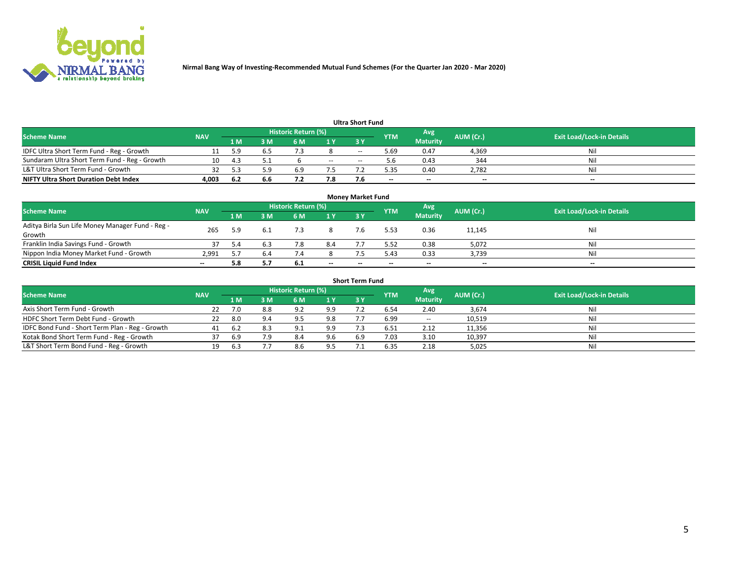Nirmal Bang Way of Investing-Recommended Mutual Fund Schemes (For the Quarter Jan 2020 - Mar 2020)

### Ultra Short Fund

| Scheme Name | NAV | Historic Return (%) | | | | | YTM | Avg Maturity | AUM (Cr.) | Exit Load/Lock-in Details |
|---|---|---|---|---|---|---|---|---|---|---|
| | | 1 M | 3 M | 6 M | 1 Y | 3 Y | | | | |
| IDFC Ultra Short Term Fund - Reg - Growth | 11 | 5.9 | 6.5 | 7.3 | 8 | -- | 5.69 | 0.47 | 4,369 | Nil |
| Sundaram Ultra Short Term Fund - Reg - Growth | 10 | 4.3 | 5.1 | 6 | -- | -- | 5.6 | 0.43 | 344 | Nil |
| L&T Ultra Short Term Fund - Growth | 32 | 5.3 | 5.9 | 6.9 | 7.5 | 7.2 | 5.35 | 0.40 | 2,782 | Nil |
| **NIFTY Ultra Short Duration Debt Index** | **4,003** | **6.2** | **6.6** | **7.2** | **7.8** | **7.6** | **--** | **--** | **--** | **--** |

### Money Market Fund

| Scheme Name | NAV | Historic Return (%) | | | | | YTM | Avg Maturity | AUM (Cr.) | Exit Load/Lock-in Details |
|---|---|---|---|---|---|---|---|---|---|---|
| | | 1 M | 3 M | 6 M | 1 Y | 3 Y | | | | |
| Aditya Birla Sun Life Money Manager Fund - Reg - Growth | 265 | 5.9 | 6.1 | 7.3 | 8 | 7.6 | 5.53 | 0.36 | 11,145 | Nil |
| Franklin India Savings Fund - Growth | 37 | 5.4 | 6.3 | 7.8 | 8.4 | 7.7 | 5.52 | 0.38 | 5,072 | Nil |
| Nippon India Money Market Fund - Growth | 2,991 | 5.7 | 6.4 | 7.4 | 8 | 7.5 | 5.43 | 0.33 | 3,739 | Nil |
| **CRISIL Liquid Fund Index** | **--** | **5.8** | **5.7** | **6.1** | **--** | **--** | **--** | **--** | **--** | **--** |

### Short Term Fund

| Scheme Name | NAV | Historic Return (%) | | | | | YTM | Avg Maturity | AUM (Cr.) | Exit Load/Lock-in Details |
|---|---|---|---|---|---|---|---|---|---|---|
| | | 1 M | 3 M | 6 M | 1 Y | 3 Y | | | | |
| Axis Short Term Fund - Growth | 22 | 7.0 | 8.8 | 9.2 | 9.9 | 7.2 | 6.54 | 2.40 | 3,674 | Nil |
| HDFC Short Term Debt Fund - Growth | 22 | 8.0 | 9.4 | 9.5 | 9.8 | 7.7 | 6.99 | -- | 10,519 | Nil |
| IDFC Bond Fund - Short Term Plan - Reg - Growth | 41 | 6.2 | 8.3 | 9.1 | 9.9 | 7.3 | 6.51 | 2.12 | 11,356 | Nil |
| Kotak Bond Short Term Fund - Reg - Growth | 37 | 6.9 | 7.9 | 8.4 | 9.6 | 6.9 | 7.03 | 3.10 | 10,397 | Nil |
| L&T Short Term Bond Fund - Reg - Growth | 19 | 6.3 | 7.7 | 8.6 | 9.5 | 7.1 | 6.35 | 2.18 | 5,025 | Nil |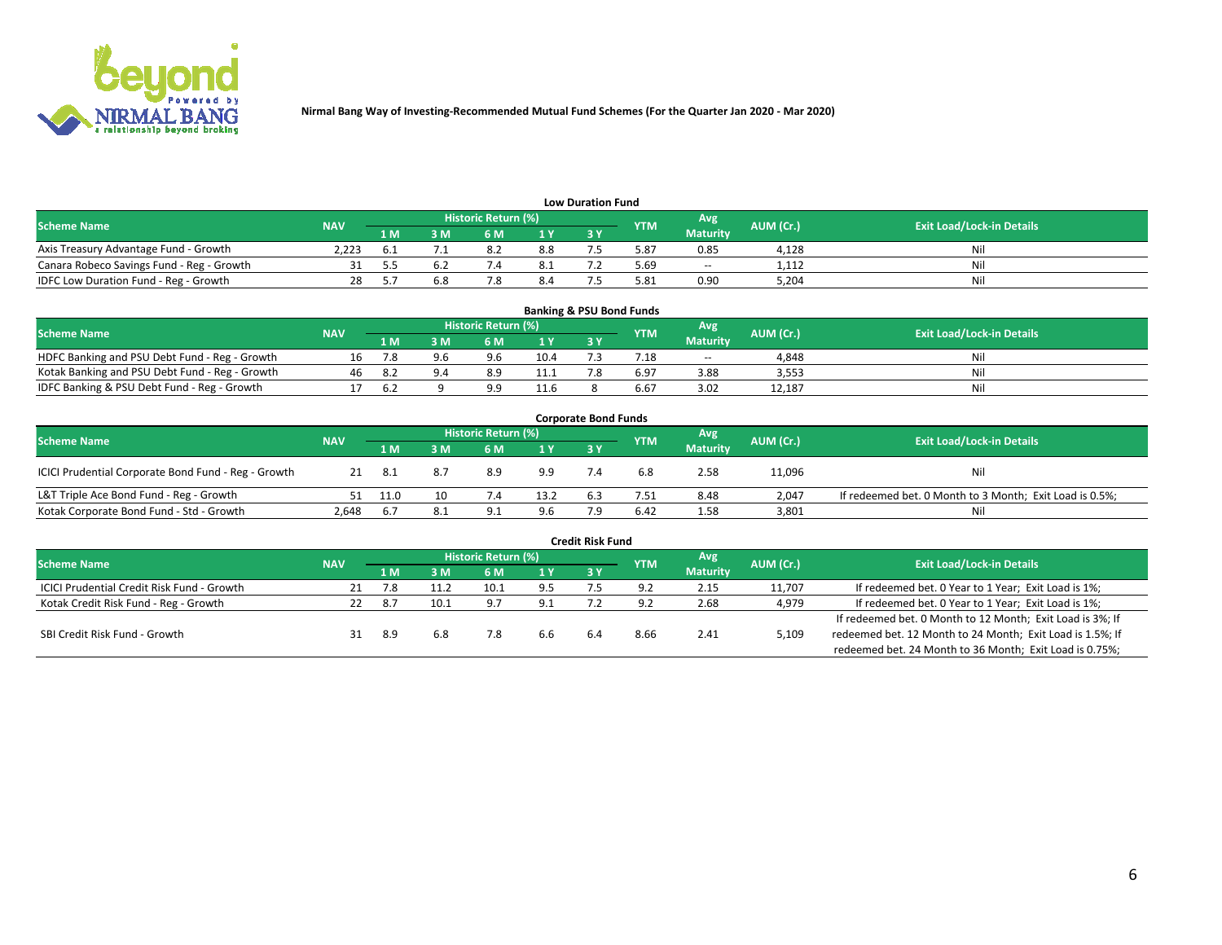Nirmal Bang Way of Investing-Recommended Mutual Fund Schemes (For the Quarter Jan 2020 - Mar 2020)

### Low Duration Fund

| Scheme Name | NAV | Historic Return (%) | | | | | YTM | Avg Maturity | AUM (Cr.) | Exit Load/Lock-in Details |
|---|---|---|---|---|---|---|---|---|---|---|
| | | 1 M | 3 M | 6 M | 1 Y | 3 Y | | | | |
| Axis Treasury Advantage Fund - Growth | 2,223 | 6.1 | 7.1 | 8.2 | 8.8 | 7.5 | 5.87 | 0.85 | 4,128 | Nil |
| Canara Robeco Savings Fund - Reg - Growth | 31 | 5.5 | 6.2 | 7.4 | 8.1 | 7.2 | 5.69 | -- | 1,112 | Nil |
| IDFC Low Duration Fund - Reg - Growth | 28 | 5.7 | 6.8 | 7.8 | 8.4 | 7.5 | 5.81 | 0.90 | 5,204 | Nil |

### Banking & PSU Bond Funds

| Scheme Name | NAV | Historic Return (%) | | | | | YTM | Avg Maturity | AUM (Cr.) | Exit Load/Lock-in Details |
|---|---|---|---|---|---|---|---|---|---|---|
| | | 1 M | 3 M | 6 M | 1 Y | 3 Y | | | | |
| HDFC Banking and PSU Debt Fund - Reg - Growth | 16 | 7.8 | 9.6 | 9.6 | 10.4 | 7.3 | 7.18 | -- | 4,848 | Nil |
| Kotak Banking and PSU Debt Fund - Reg - Growth | 46 | 8.2 | 9.4 | 8.9 | 11.1 | 7.8 | 6.97 | 3.88 | 3,553 | Nil |
| IDFC Banking & PSU Debt Fund - Reg - Growth | 17 | 6.2 | 9 | 9.9 | 11.6 | 8 | 6.67 | 3.02 | 12,187 | Nil |

### Corporate Bond Funds

| Scheme Name | NAV | Historic Return (%) | | | | | YTM | Avg Maturity | AUM (Cr.) | Exit Load/Lock-in Details |
|---|---|---|---|---|---|---|---|---|---|---|
| | | 1 M | 3 M | 6 M | 1 Y | 3 Y | | | | |
| ICICI Prudential Corporate Bond Fund - Reg - Growth | 21 | 8.1 | 8.7 | 8.9 | 9.9 | 7.4 | 6.8 | 2.58 | 11,096 | Nil |
| L&T Triple Ace Bond Fund - Reg - Growth | 51 | 11.0 | 10 | 7.4 | 13.2 | 6.3 | 7.51 | 8.48 | 2,047 | If redeemed bet. 0 Month to 3 Month; Exit Load is 0.5%; |
| Kotak Corporate Bond Fund - Std - Growth | 2,648 | 6.7 | 8.1 | 9.1 | 9.6 | 7.9 | 6.42 | 1.58 | 3,801 | Nil |

### Credit Risk Fund

| Scheme Name | NAV | Historic Return (%) | | | | | YTM | Avg Maturity | AUM (Cr.) | Exit Load/Lock-in Details |
|---|---|---|---|---|---|---|---|---|---|---|
| | | 1 M | 3 M | 6 M | 1 Y | 3 Y | | | | |
| ICICI Prudential Credit Risk Fund - Growth | 21 | 7.8 | 11.2 | 10.1 | 9.5 | 7.5 | 9.2 | 2.15 | 11,707 | If redeemed bet. 0 Year to 1 Year; Exit Load is 1%; |
| Kotak Credit Risk Fund - Reg - Growth | 22 | 8.7 | 10.1 | 9.7 | 9.1 | 7.2 | 9.2 | 2.68 | 4,979 | If redeemed bet. 0 Year to 1 Year; Exit Load is 1%; |
| SBI Credit Risk Fund - Growth | 31 | 8.9 | 6.8 | 7.8 | 6.6 | 6.4 | 8.66 | 2.41 | 5,109 | If redeemed bet. 0 Month to 12 Month; Exit Load is 3%; If redeemed bet. 12 Month to 24 Month; Exit Load is 1.5%; If redeemed bet. 24 Month to 36 Month; Exit Load is 0.75%; |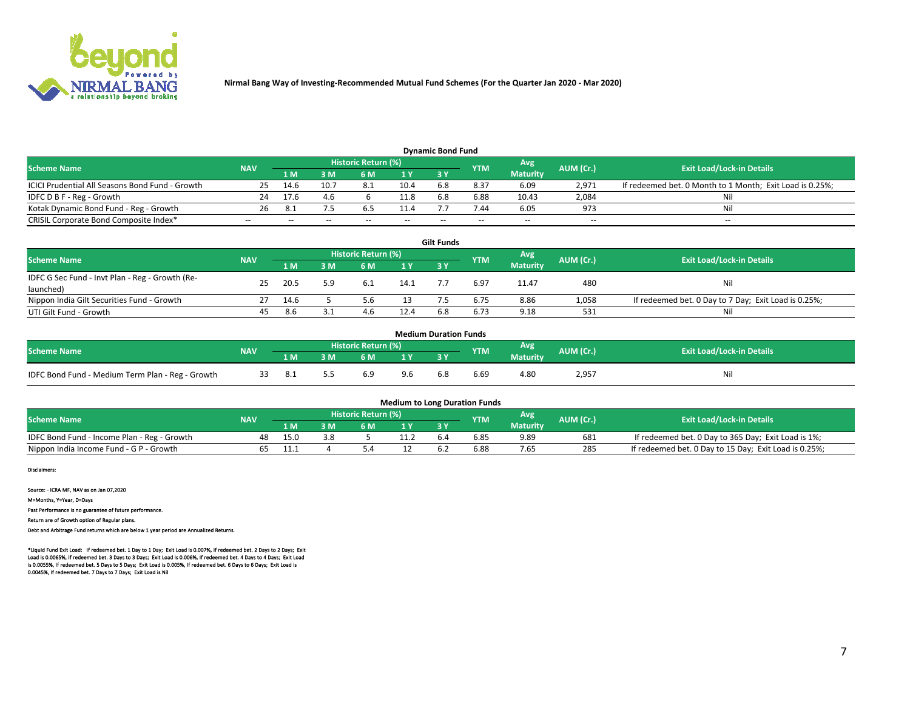Nirmal Bang Way of Investing-Recommended Mutual Fund Schemes (For the Quarter Jan 2020 - Mar 2020)

### Dynamic Bond Fund

| Scheme Name | NAV | Historic Return (%) | | | | | YTM | Avg Maturity | AUM (Cr.) | Exit Load/Lock-in Details |
|---|---|---|---|---|---|---|---|---|---|---|
| | | 1 M | 3 M | 6 M | 1 Y | 3 Y | | | | |
| ICICI Prudential All Seasons Bond Fund - Growth | 25 | 14.6 | 10.7 | 8.1 | 10.4 | 6.8 | 8.37 | 6.09 | 2,971 | If redeemed bet. 0 Month to 1 Month; Exit Load is 0.25%; |
| IDFC D B F - Reg - Growth | 24 | 17.6 | 4.6 | 6 | 11.8 | 6.8 | 6.88 | 10.43 | 2,084 | Nil |
| Kotak Dynamic Bond Fund - Reg - Growth | 26 | 8.1 | 7.5 | 6.5 | 11.4 | 7.7 | 7.44 | 6.05 | 973 | Nil |
| CRISIL Corporate Bond Composite Index* | -- | -- | -- | -- | -- | -- | -- | -- | -- | -- |

### Gilt Funds

| Scheme Name | NAV | Historic Return (%) | | | | | YTM | Avg Maturity | AUM (Cr.) | Exit Load/Lock-in Details |
|---|---|---|---|---|---|---|---|---|---|---|
| | | 1 M | 3 M | 6 M | 1 Y | 3 Y | | | | |
| IDFC G Sec Fund - Invt Plan - Reg - Growth (Re-launched) | 25 | 20.5 | 5.9 | 6.1 | 14.1 | 7.7 | 6.97 | 11.47 | 480 | Nil |
| Nippon India Gilt Securities Fund - Growth | 27 | 14.6 | 5 | 5.6 | 13 | 7.5 | 6.75 | 8.86 | 1,058 | If redeemed bet. 0 Day to 7 Day; Exit Load is 0.25%; |
| UTI Gilt Fund - Growth | 45 | 8.6 | 3.1 | 4.6 | 12.4 | 6.8 | 6.73 | 9.18 | 531 | Nil |

### Medium Duration Funds

| Scheme Name | NAV | Historic Return (%) | | | | | YTM | Avg Maturity | AUM (Cr.) | Exit Load/Lock-in Details |
|---|---|---|---|---|---|---|---|---|---|---|
| | | 1 M | 3 M | 6 M | 1 Y | 3 Y | | | | |
| IDFC Bond Fund - Medium Term Plan - Reg - Growth | 33 | 8.1 | 5.5 | 6.9 | 9.6 | 6.8 | 6.69 | 4.80 | 2,957 | Nil |

### Medium to Long Duration Funds

| Scheme Name | NAV | Historic Return (%) | | | | | YTM | Avg Maturity | AUM (Cr.) | Exit Load/Lock-in Details |
|---|---|---|---|---|---|---|---|---|---|---|
| | | 1 M | 3 M | 6 M | 1 Y | 3 Y | | | | |
| IDFC Bond Fund - Income Plan - Reg - Growth | 48 | 15.0 | 3.8 | 5 | 11.2 | 6.4 | 6.85 | 9.89 | 681 | If redeemed bet. 0 Day to 365 Day; Exit Load is 1%; |
| Nippon India Income Fund - G P - Growth | 65 | 11.1 | 4 | 5.4 | 12 | 6.2 | 6.88 | 7.65 | 285 | If redeemed bet. 0 Day to 15 Day; Exit Load is 0.25%; |

Disclaimers:

Source: - ICRA MF, NAV as on Jan 07,2020

M=Months, Y=Year, D=Days

Past Performance is no guarantee of future performance.

Return are of Growth option of Regular plans.

Debt and Arbitrage Fund returns which are below 1 year period are Annualized Returns.

*Liquid Fund Exit Load: If redeemed bet. 1 Day to 1 Day; Exit Load is 0.007%, If redeemed bet. 2 Days to 2 Days; Exit Load is 0.0065%, If redeemed bet. 3 Days to 3 Days; Exit Load is 0.006%, If redeemed bet. 4 Days to 4 Days; Exit Load is 0.0055%, If redeemed bet. 5 Days to 5 Days; Exit Load is 0.005%, If redeemed bet. 6 Days to 6 Days; Exit Load is 0.0045%, If redeemed bet. 7 Days to 7 Days; Exit Load is Nil